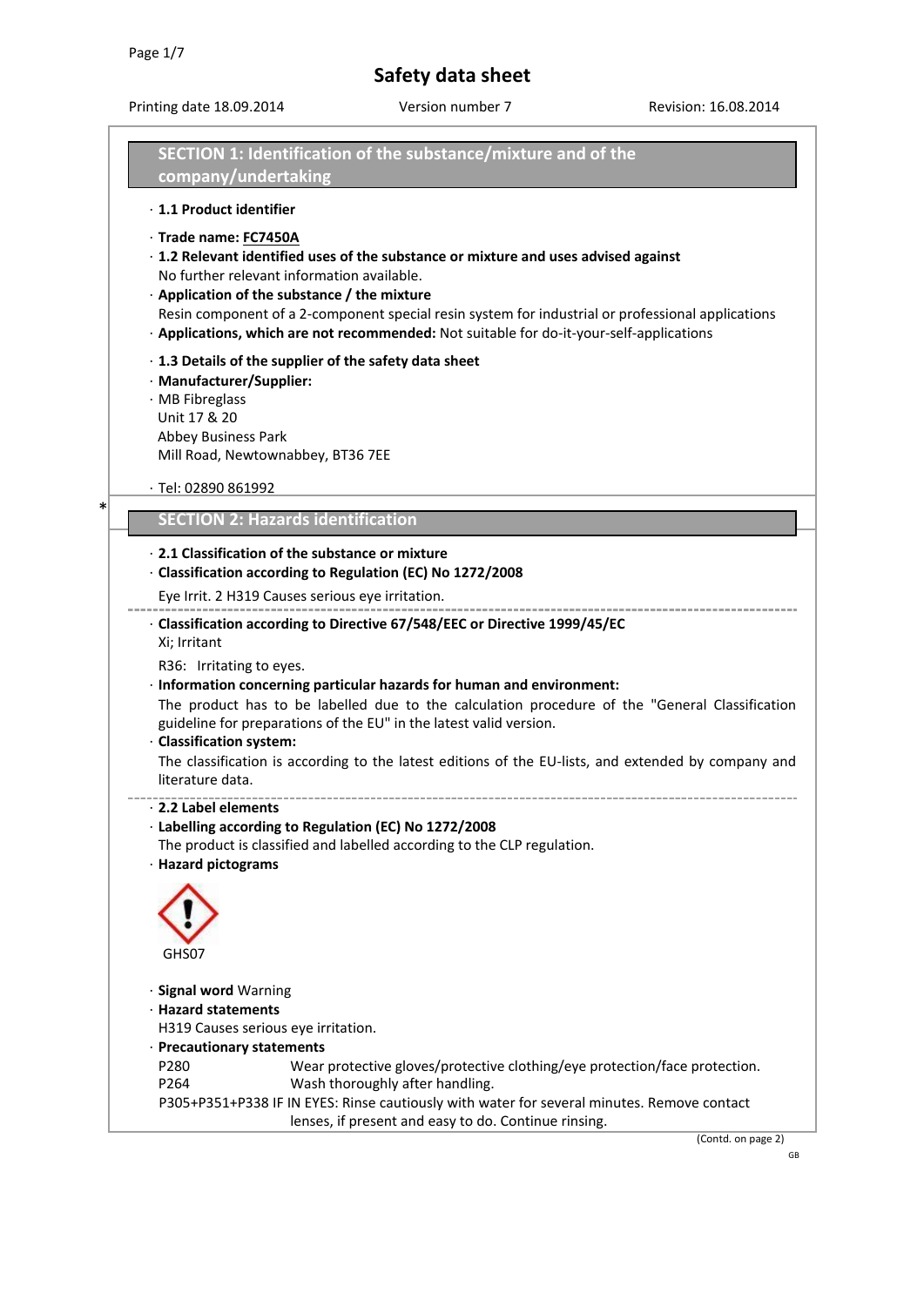# Safety data sheet

Printing date 18.09.2014 Version number 7 Revision: 16.08.2014

## SECTION 1: Identification of the substance/mixture and of the company/undertaking

· **1.1 Product identifier**

· **Trade name: FC7450A**

· **1.2 Relevant identified uses of the substance or mixture and uses advised against**
No further relevant information available.

· **Application of the substance / the mixture**
Resin component of a 2-component special resin system for industrial or professional applications

· **Applications, which are not recommended:** Not suitable for do-it-your-self-applications

· **1.3 Details of the supplier of the safety data sheet**

· **Manufacturer/Supplier:**

· MB Fibreglass
Unit 17 & 20
Abbey Business Park
Mill Road, Newtownabbey, BT36 7EE

· Tel: 02890 861992

*

## SECTION 2: Hazards identification

· **2.1 Classification of the substance or mixture**

· **Classification according to Regulation (EC) No 1272/2008**

Eye Irrit. 2 H319 Causes serious eye irritation.

---

· **Classification according to Directive 67/548/EEC or Directive 1999/45/EC**
Xi; Irritant

R36: Irritating to eyes.

· **Information concerning particular hazards for human and environment:**
The product has to be labelled due to the calculation procedure of the "General Classification guideline for preparations of the EU" in the latest valid version.

· **Classification system:**
The classification is according to the latest editions of the EU-lists, and extended by company and literature data.

---

· **2.2 Label elements**

· **Labelling according to Regulation (EC) No 1272/2008**
The product is classified and labelled according to the CLP regulation.

· **Hazard pictograms**

GHS07

· **Signal word** Warning

· **Hazard statements**
H319 Causes serious eye irritation.

· **Precautionary statements**

P280 Wear protective gloves/protective clothing/eye protection/face protection.

P264 Wash thoroughly after handling.

P305+P351+P338 IF IN EYES: Rinse cautiously with water for several minutes. Remove contact lenses, if present and easy to do. Continue rinsing.

(Contd. on page 2)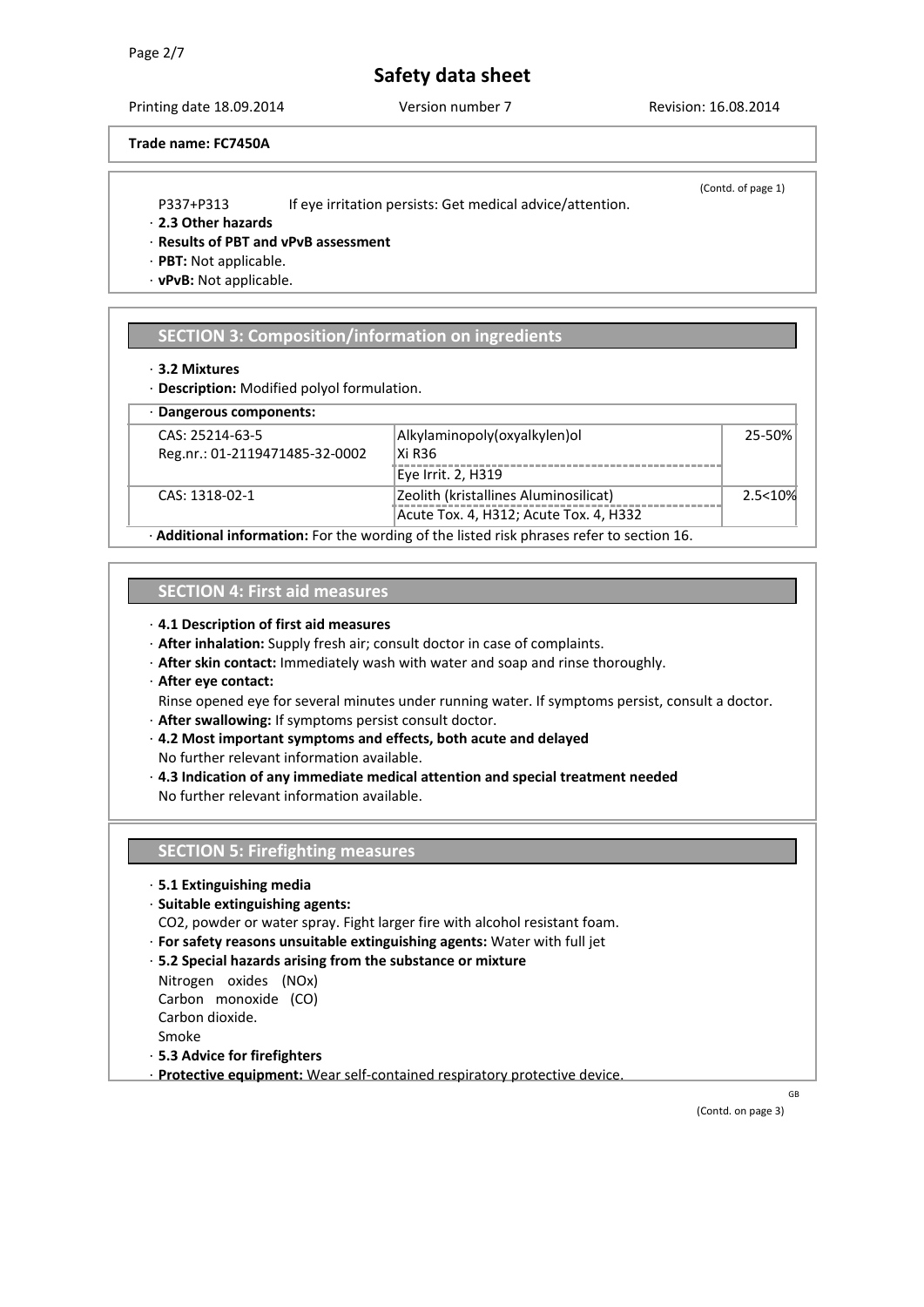Trade name: FC7450A

(Contd. of page 1)

P337+P313 If eye irritation persists: Get medical advice/attention.

· **2.3 Other hazards**
· **Results of PBT and vPvB assessment**
· **PBT:** Not applicable.
· **vPvB:** Not applicable.

## SECTION 3: Composition/information on ingredients

· **3.2 Mixtures**
· **Description:** Modified polyol formulation.

· **Dangerous components:**

| | | |
|---|---|---|
| CAS: 25214-63-5<br>Reg.nr.: 01-2119471485-32-0002 | Alkylaminopoly(oxyalkylen)ol<br>Xi R36<br>Eye Irrit. 2, H319 | 25-50% |
| CAS: 1318-02-1 | Zeolith (kristallines Aluminosilicat)<br>Acute Tox. 4, H312; Acute Tox. 4, H332 | 2.5<10% |

· **Additional information:** For the wording of the listed risk phrases refer to section 16.

## SECTION 4: First aid measures

· **4.1 Description of first aid measures**
· **After inhalation:** Supply fresh air; consult doctor in case of complaints.
· **After skin contact:** Immediately wash with water and soap and rinse thoroughly.
· **After eye contact:**
Rinse opened eye for several minutes under running water. If symptoms persist, consult a doctor.
· **After swallowing:** If symptoms persist consult doctor.
· **4.2 Most important symptoms and effects, both acute and delayed**
No further relevant information available.
· **4.3 Indication of any immediate medical attention and special treatment needed**
No further relevant information available.

## SECTION 5: Firefighting measures

· **5.1 Extinguishing media**
· **Suitable extinguishing agents:**
$CO_2$, powder or water spray. Fight larger fire with alcohol resistant foam.
· **For safety reasons unsuitable extinguishing agents:** Water with full jet
· **5.2 Special hazards arising from the substance or mixture**
Nitrogen oxides (NOx)
Carbon monoxide (CO)
Carbon dioxide.
Smoke
· **5.3 Advice for firefighters**
· **Protective equipment:** Wear self-contained respiratory protective device.

GB

(Contd. on page 3)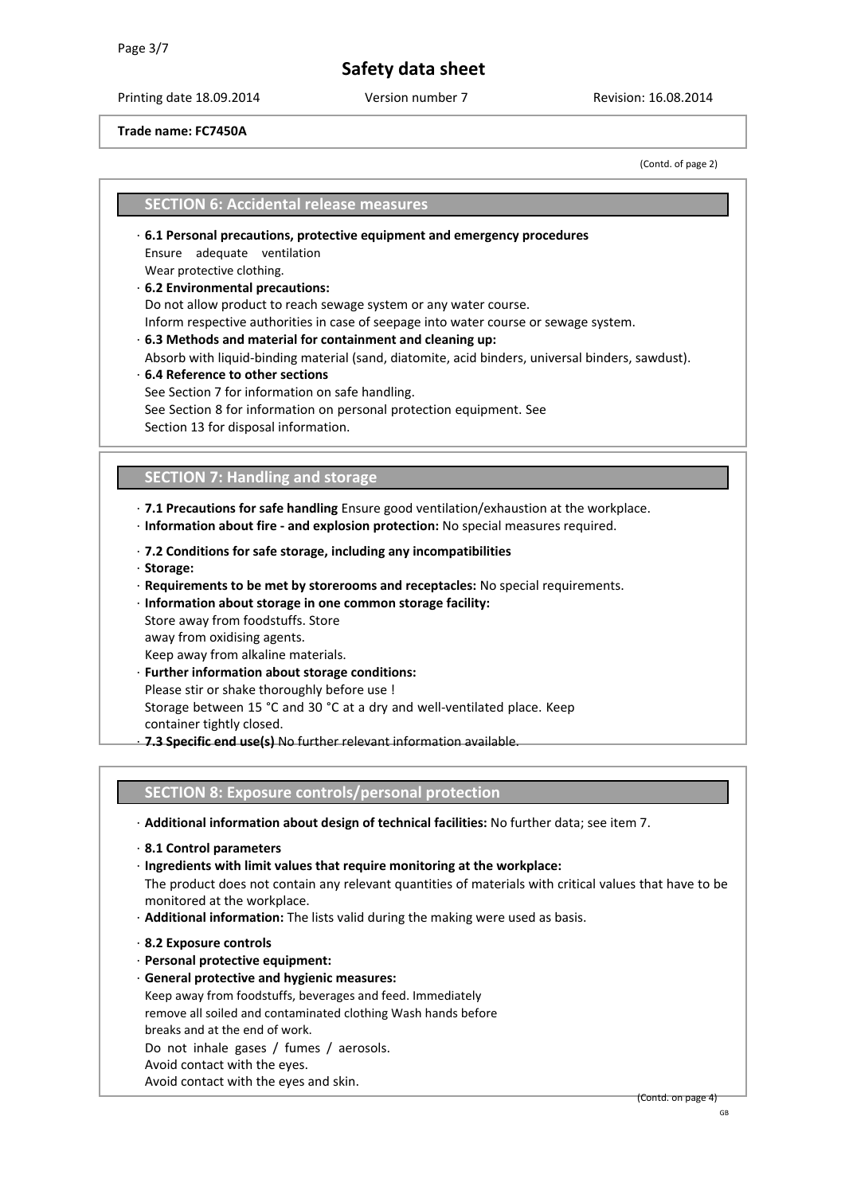**Trade name: FC7450A**

(Contd. of page 2)

## SECTION 6: Accidental release measures

· **6.1 Personal precautions, protective equipment and emergency procedures**
Ensure adequate ventilation
Wear protective clothing.

· **6.2 Environmental precautions:**
Do not allow product to reach sewage system or any water course.
Inform respective authorities in case of seepage into water course or sewage system.

· **6.3 Methods and material for containment and cleaning up:**
Absorb with liquid-binding material (sand, diatomite, acid binders, universal binders, sawdust).

· **6.4 Reference to other sections**
See Section 7 for information on safe handling.
See Section 8 for information on personal protection equipment. See
Section 13 for disposal information.

## SECTION 7: Handling and storage

· **7.1 Precautions for safe handling** Ensure good ventilation/exhaustion at the workplace.
· **Information about fire - and explosion protection:** No special measures required.

· **7.2 Conditions for safe storage, including any incompatibilities**
· **Storage:**
· **Requirements to be met by storerooms and receptacles:** No special requirements.
· **Information about storage in one common storage facility:**
Store away from foodstuffs. Store
away from oxidising agents.
Keep away from alkaline materials.
· **Further information about storage conditions:**
Please stir or shake thoroughly before use !
Storage between 15 °C and 30 °C at a dry and well-ventilated place. Keep
container tightly closed.
· **7.3 Specific end use(s)** No further relevant information available.

## SECTION 8: Exposure controls/personal protection

· **Additional information about design of technical facilities:** No further data; see item 7.

· **8.1 Control parameters**
· **Ingredients with limit values that require monitoring at the workplace:**
The product does not contain any relevant quantities of materials with critical values that have to be monitored at the workplace.
· **Additional information:** The lists valid during the making were used as basis.

· **8.2 Exposure controls**
· **Personal protective equipment:**
· **General protective and hygienic measures:**
Keep away from foodstuffs, beverages and feed. Immediately
remove all soiled and contaminated clothing Wash hands before
breaks and at the end of work.
Do not inhale gases / fumes / aerosols.
Avoid contact with the eyes.
Avoid contact with the eyes and skin.

(Contd. on page 4)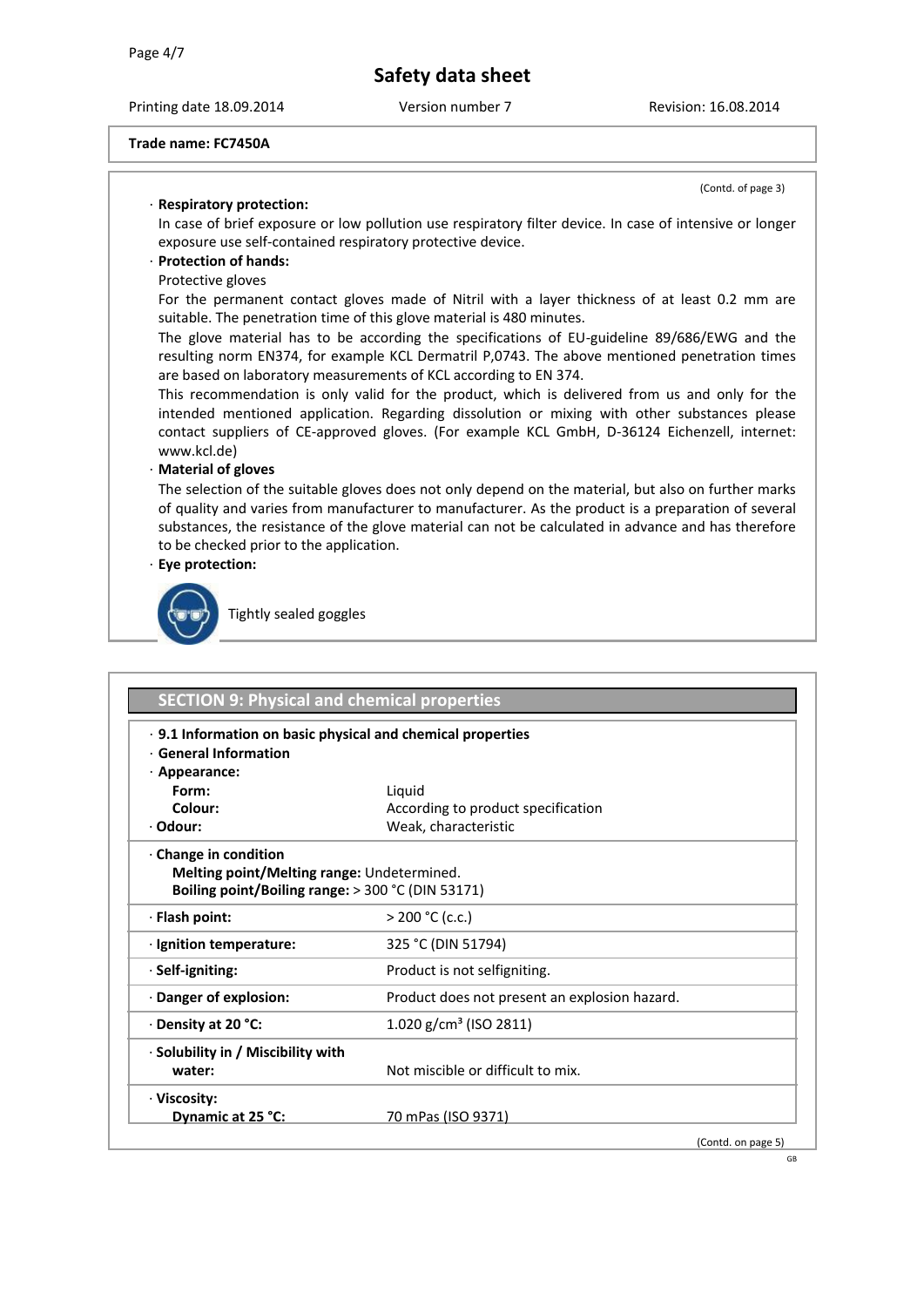Trade name: FC7450A

(Contd. of page 3)

· **Respiratory protection:**
In case of brief exposure or low pollution use respiratory filter device. In case of intensive or longer exposure use self-contained respiratory protective device.

· **Protection of hands:**
Protective gloves
For the permanent contact gloves made of Nitril with a layer thickness of at least 0.2 mm are suitable. The penetration time of this glove material is 480 minutes.
The glove material has to be according the specifications of EU-guideline 89/686/EWG and the resulting norm EN374, for example KCL Dermatril P,0743. The above mentioned penetration times are based on laboratory measurements of KCL according to EN 374.
This recommendation is only valid for the product, which is delivered from us and only for the intended mentioned application. Regarding dissolution or mixing with other substances please contact suppliers of CE-approved gloves. (For example KCL GmbH, D-36124 Eichenzell, internet: www.kcl.de)

· **Material of gloves**
The selection of the suitable gloves does not only depend on the material, but also on further marks of quality and varies from manufacturer to manufacturer. As the product is a preparation of several substances, the resistance of the glove material can not be calculated in advance and has therefore to be checked prior to the application.

· **Eye protection:**
Tightly sealed goggles

## SECTION 9: Physical and chemical properties

· **9.1 Information on basic physical and chemical properties**
· **General Information**
· **Appearance:**

| | |
|---|---|
| **Form:** | Liquid |
| **Colour:** | According to product specification |
| · **Odour:** | Weak, characteristic |

· **Change in condition**
**Melting point/Melting range:** Undetermined.
**Boiling point/Boiling range:** > 300 °C (DIN 53171)

| | |
|---|---|
| · **Flash point:** | > 200 °C (c.c.) |
| · **Ignition temperature:** | 325 °C (DIN 51794) |
| · **Self-igniting:** | Product is not selfigniting. |
| · **Danger of explosion:** | Product does not present an explosion hazard. |
| · **Density at 20 °C:** | 1.020 g/cm³ (ISO 2811) |
| · **Solubility in / Miscibility with water:** | Not miscible or difficult to mix. |
| · **Viscosity: Dynamic at 25 °C:** | 70 mPas (ISO 9371) |

(Contd. on page 5)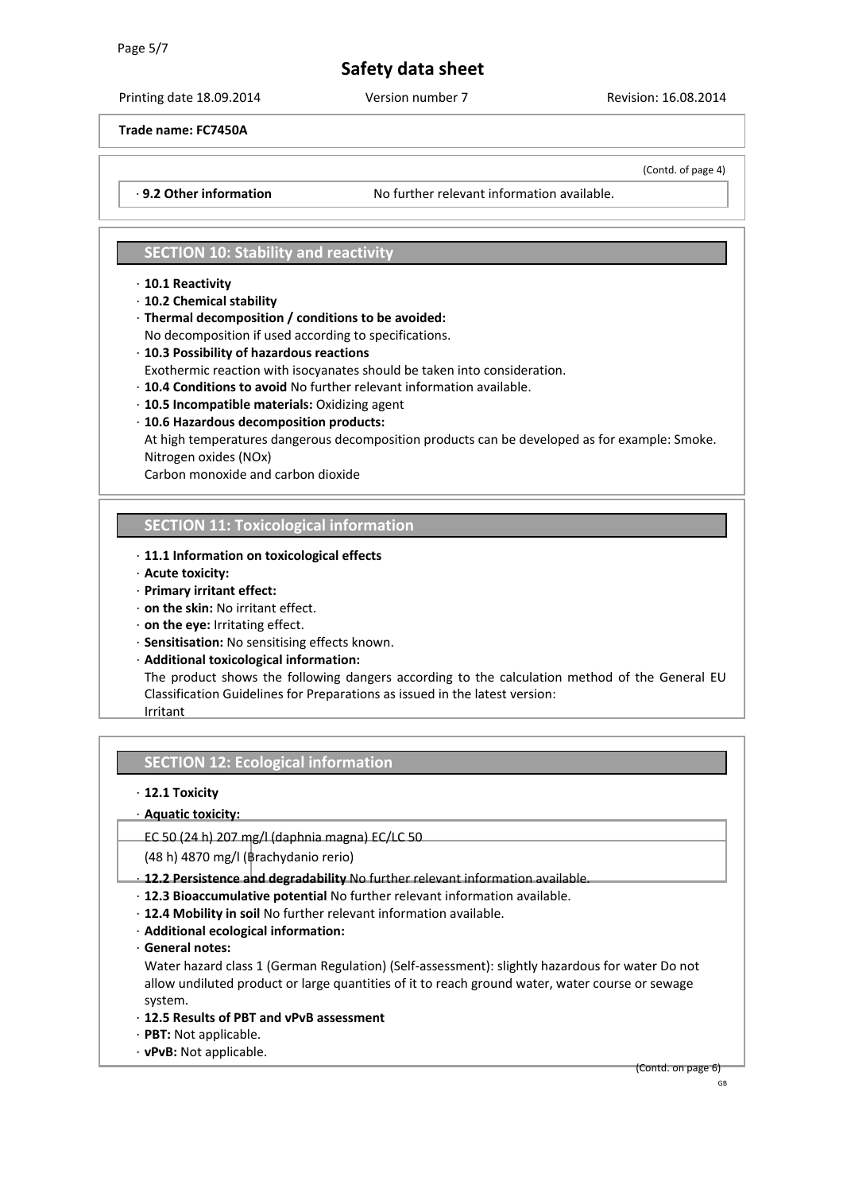**Trade name: FC7450A**

(Contd. of page 4)

· **9.2 Other information** No further relevant information available.

## SECTION 10: Stability and reactivity

· **10.1 Reactivity**
· **10.2 Chemical stability**
· **Thermal decomposition / conditions to be avoided:**
No decomposition if used according to specifications.
· **10.3 Possibility of hazardous reactions**
Exothermic reaction with isocyanates should be taken into consideration.
· **10.4 Conditions to avoid** No further relevant information available.
· **10.5 Incompatible materials:** Oxidizing agent
· **10.6 Hazardous decomposition products:**
At high temperatures dangerous decomposition products can be developed as for example: Smoke.
Nitrogen oxides (NOx)
Carbon monoxide and carbon dioxide

## SECTION 11: Toxicological information

· **11.1 Information on toxicological effects**
· **Acute toxicity:**
· **Primary irritant effect:**
· **on the skin:** No irritant effect.
· **on the eye:** Irritating effect.
· **Sensitisation:** No sensitising effects known.
· **Additional toxicological information:**
The product shows the following dangers according to the calculation method of the General EU Classification Guidelines for Preparations as issued in the latest version:
Irritant

## SECTION 12: Ecological information

· **12.1 Toxicity**
· **Aquatic toxicity:**

EC 50 (24 h) 207 mg/l (daphnia magna) EC/LC 50
(48 h) 4870 mg/l (Brachydanio rerio)

· **12.2 Persistence and degradability** No further relevant information available.
· **12.3 Bioaccumulative potential** No further relevant information available.
· **12.4 Mobility in soil** No further relevant information available.
· **Additional ecological information:**
· **General notes:**
Water hazard class 1 (German Regulation) (Self-assessment): slightly hazardous for water Do not allow undiluted product or large quantities of it to reach ground water, water course or sewage system.
· **12.5 Results of PBT and vPvB assessment**
· **PBT:** Not applicable.
· **vPvB:** Not applicable.

(Contd. on page 6)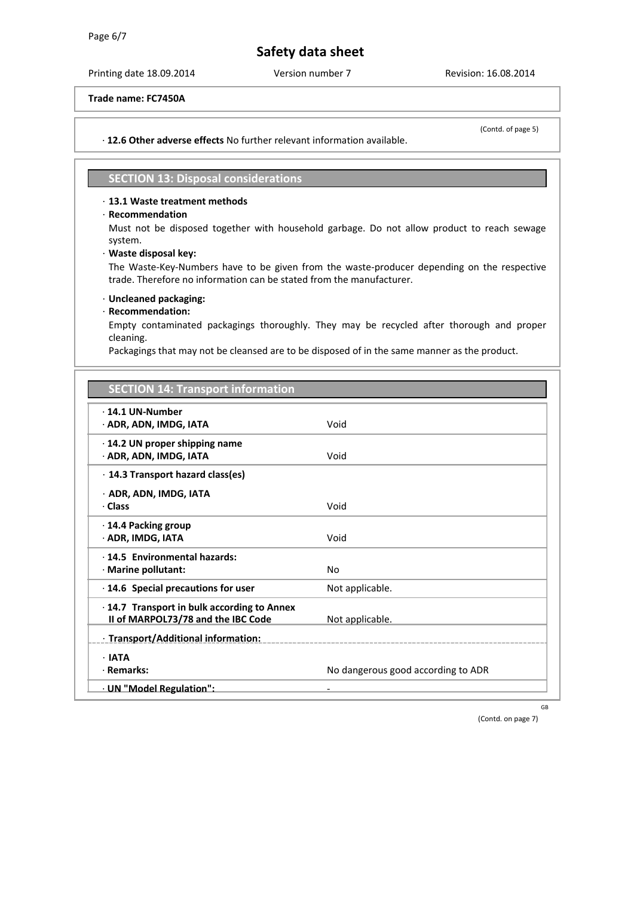**Trade name: FC7450A**

(Contd. of page 5)

· **12.6 Other adverse effects** No further relevant information available.

## SECTION 13: Disposal considerations

· **13.1 Waste treatment methods**

· **Recommendation**

Must not be disposed together with household garbage. Do not allow product to reach sewage system.

· **Waste disposal key:**

The Waste-Key-Numbers have to be given from the waste-producer depending on the respective trade. Therefore no information can be stated from the manufacturer.

· **Uncleaned packaging:**

· **Recommendation:**

Empty contaminated packagings thoroughly. They may be recycled after thorough and proper cleaning.

Packagings that may not be cleansed are to be disposed of in the same manner as the product.

## SECTION 14: Transport information

| | |
|---|---|
| · **14.1 UN-Number**<br>· **ADR, ADN, IMDG, IATA** | Void |
| · **14.2 UN proper shipping name**<br>· **ADR, ADN, IMDG, IATA** | Void |
| · **14.3 Transport hazard class(es)** | |
| · **ADR, ADN, IMDG, IATA**<br>· **Class** | Void |
| · **14.4 Packing group**<br>· **ADR, IMDG, IATA** | Void |
| · **14.5 Environmental hazards:**<br>· **Marine pollutant:** | No |
| · **14.6 Special precautions for user** | Not applicable. |
| · **14.7 Transport in bulk according to Annex II of MARPOL73/78 and the IBC Code** | Not applicable. |
| · **Transport/Additional information:** | |
| · **IATA**<br>· **Remarks:** | No dangerous good according to ADR |
| · **UN "Model Regulation":** | - |

(Contd. on page 7)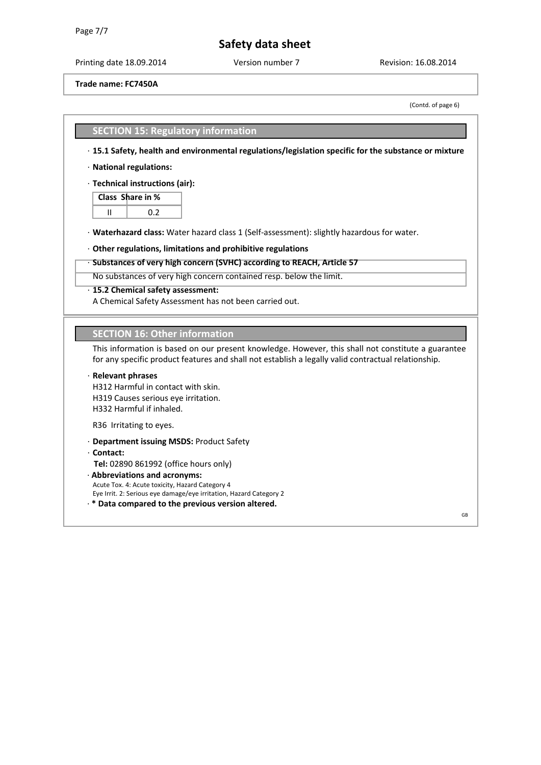Trade name: FC7450A

(Contd. of page 6)

## SECTION 15: Regulatory information

· **15.1 Safety, health and environmental regulations/legislation specific for the substance or mixture**

· **National regulations:**

· **Technical instructions (air):**

| Class | Share in % |
|---|---|
| II | 0.2 |

· **Waterhazard class:** Water hazard class 1 (Self-assessment): slightly hazardous for water.

· **Other regulations, limitations and prohibitive regulations**

· **Substances of very high concern (SVHC) according to REACH, Article 57**

No substances of very high concern contained resp. below the limit.

· **15.2 Chemical safety assessment:**

A Chemical Safety Assessment has not been carried out.

## SECTION 16: Other information

This information is based on our present knowledge. However, this shall not constitute a guarantee for any specific product features and shall not establish a legally valid contractual relationship.

· **Relevant phrases**

H312 Harmful in contact with skin.
H319 Causes serious eye irritation.
H332 Harmful if inhaled.

R36 Irritating to eyes.

· **Department issuing MSDS:** Product Safety

· **Contact:**

**Tel:** 02890 861992 (office hours only)

· **Abbreviations and acronyms:**

Acute Tox. 4: Acute toxicity, Hazard Category 4
Eye Irrit. 2: Serious eye damage/eye irritation, Hazard Category 2

· **\* Data compared to the previous version altered.**

GB